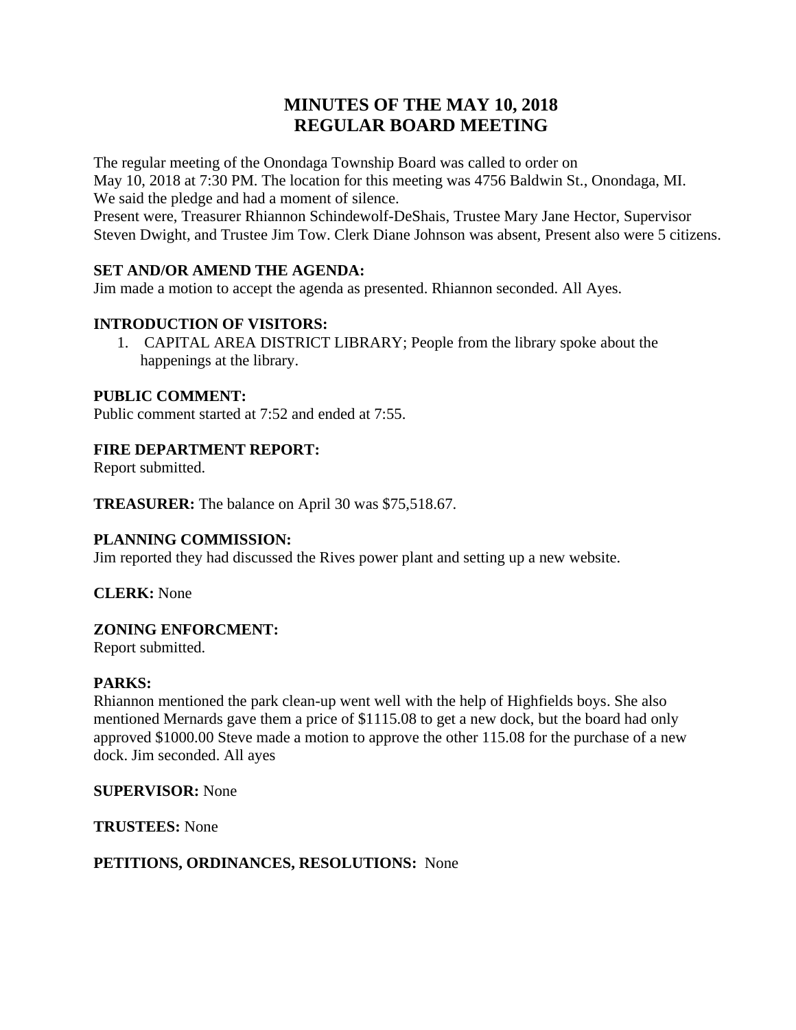# MINUTES OF THE MAY 10, 2018
# REGULAR BOARD MEETING

The regular meeting of the Onondaga Township Board was called to order on
May 10, 2018 at 7:30 PM. The location for this meeting was 4756 Baldwin St., Onondaga, MI.
We said the pledge and had a moment of silence.
Present were, Treasurer Rhiannon Schindewolf-DeShais, Trustee Mary Jane Hector, Supervisor Steven Dwight, and Trustee Jim Tow. Clerk Diane Johnson was absent, Present also were 5 citizens.

**SET AND/OR AMEND THE AGENDA:**
Jim made a motion to accept the agenda as presented. Rhiannon seconded. All Ayes.

**INTRODUCTION OF VISITORS:**

1. CAPITAL AREA DISTRICT LIBRARY; People from the library spoke about the happenings at the library.

**PUBLIC COMMENT:**
Public comment started at 7:52 and ended at 7:55.

**FIRE DEPARTMENT REPORT:**
Report submitted.

**TREASURER:** The balance on April 30 was $75,518.67.

**PLANNING COMMISSION:**
Jim reported they had discussed the Rives power plant and setting up a new website.

**CLERK:** None

**ZONING ENFORCMENT:**
Report submitted.

**PARKS:**
Rhiannon mentioned the park clean-up went well with the help of Highfields boys. She also mentioned Mernards gave them a price of $1115.08 to get a new dock, but the board had only approved $1000.00 Steve made a motion to approve the other 115.08 for the purchase of a new dock. Jim seconded. All ayes

**SUPERVISOR:** None

**TRUSTEES:** None

**PETITIONS, ORDINANCES, RESOLUTIONS:** None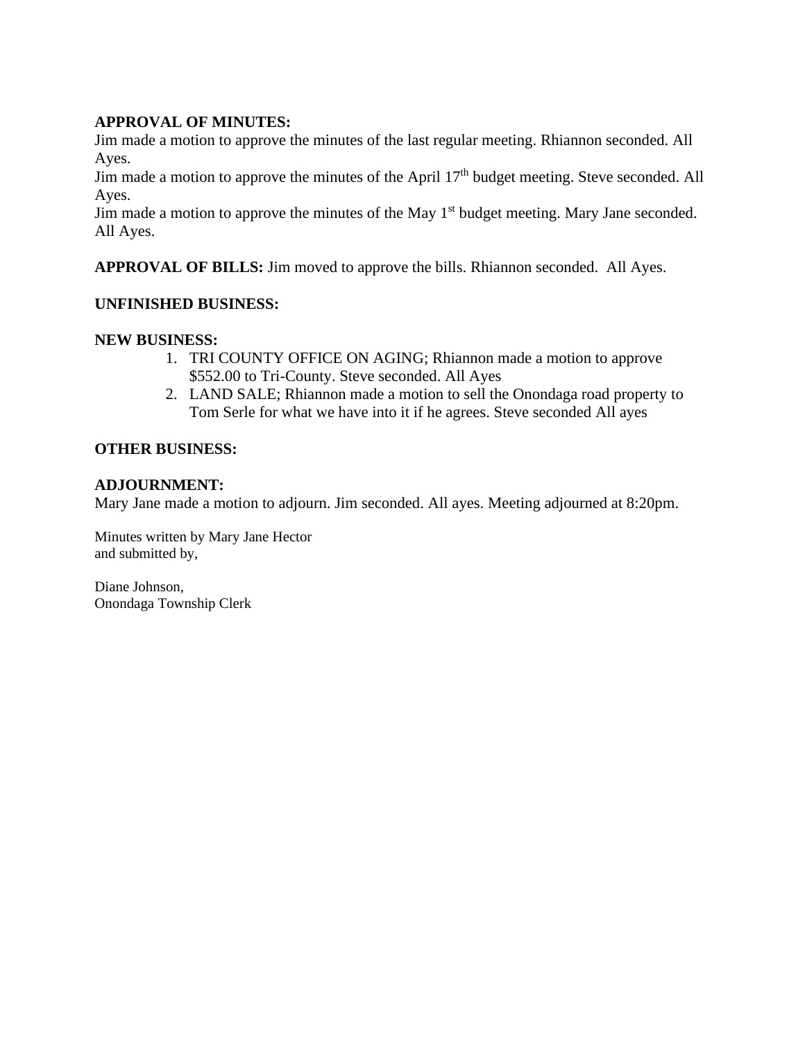**APPROVAL OF MINUTES:**
Jim made a motion to approve the minutes of the last regular meeting. Rhiannon seconded. All Ayes.
Jim made a motion to approve the minutes of the April 17th budget meeting. Steve seconded. All Ayes.
Jim made a motion to approve the minutes of the May 1st budget meeting. Mary Jane seconded. All Ayes.

**APPROVAL OF BILLS:** Jim moved to approve the bills. Rhiannon seconded. All Ayes.

**UNFINISHED BUSINESS:**

**NEW BUSINESS:**

1. TRI COUNTY OFFICE ON AGING; Rhiannon made a motion to approve $552.00 to Tri-County. Steve seconded. All Ayes
2. LAND SALE; Rhiannon made a motion to sell the Onondaga road property to Tom Serle for what we have into it if he agrees. Steve seconded All ayes

**OTHER BUSINESS:**

**ADJOURNMENT:**
Mary Jane made a motion to adjourn. Jim seconded. All ayes. Meeting adjourned at 8:20pm.

Minutes written by Mary Jane Hector
and submitted by,

Diane Johnson,
Onondaga Township Clerk